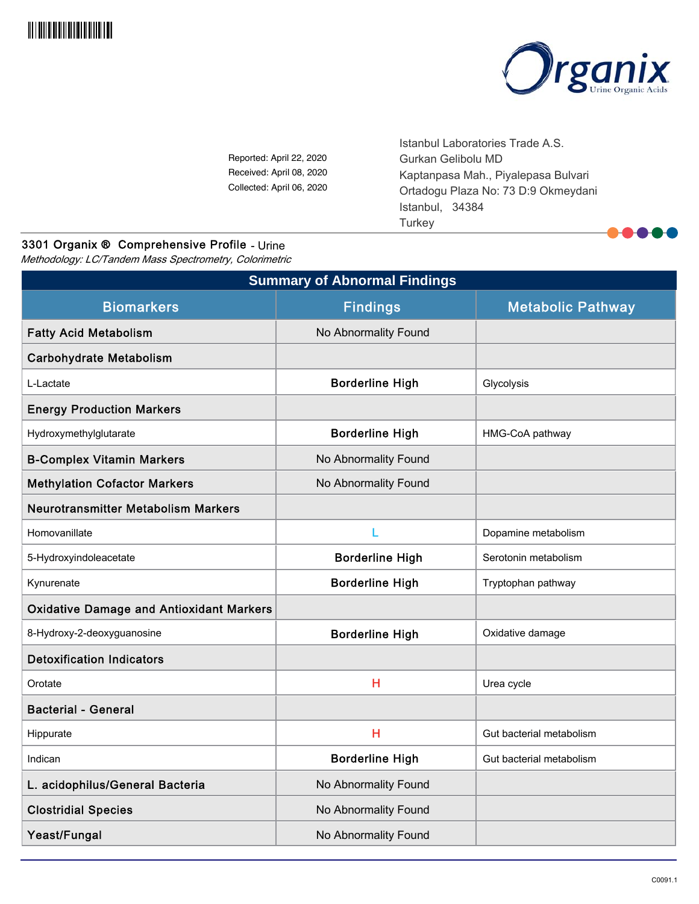Organix Urine Organic Acids

Reported: April 22, 2020
Received: April 08, 2020
Collected: April 06, 2020

Istanbul Laboratories Trade A.S.
Gurkan Gelibolu MD
Kaptanpasa Mah., Piyalepasa Bulvari
Ortadogu Plaza No: 73 D:9 Okmeydani
Istanbul, 34384
Turkey

## 3301 Organix ® Comprehensive Profile - Urine

*Methodology: LC/Tandem Mass Spectrometry, Colorimetric*

### Summary of Abnormal Findings

| Biomarkers | Findings | Metabolic Pathway |
|---|---|---|
| **Fatty Acid Metabolism** | No Abnormality Found | |
| **Carbohydrate Metabolism** | | |
| L-Lactate | **Borderline High** | Glycolysis |
| **Energy Production Markers** | | |
| Hydroxymethylglutarate | **Borderline High** | HMG-CoA pathway |
| **B-Complex Vitamin Markers** | No Abnormality Found | |
| **Methylation Cofactor Markers** | No Abnormality Found | |
| **Neurotransmitter Metabolism Markers** | | |
| Homovanillate | L | Dopamine metabolism |
| 5-Hydroxyindoleacetate | **Borderline High** | Serotonin metabolism |
| Kynurenate | **Borderline High** | Tryptophan pathway |
| **Oxidative Damage and Antioxidant Markers** | | |
| 8-Hydroxy-2-deoxyguanosine | **Borderline High** | Oxidative damage |
| **Detoxification Indicators** | | |
| Orotate | H | Urea cycle |
| **Bacterial - General** | | |
| Hippurate | H | Gut bacterial metabolism |
| Indican | **Borderline High** | Gut bacterial metabolism |
| **L. acidophilus/General Bacteria** | No Abnormality Found | |
| **Clostridial Species** | No Abnormality Found | |
| **Yeast/Fungal** | No Abnormality Found | |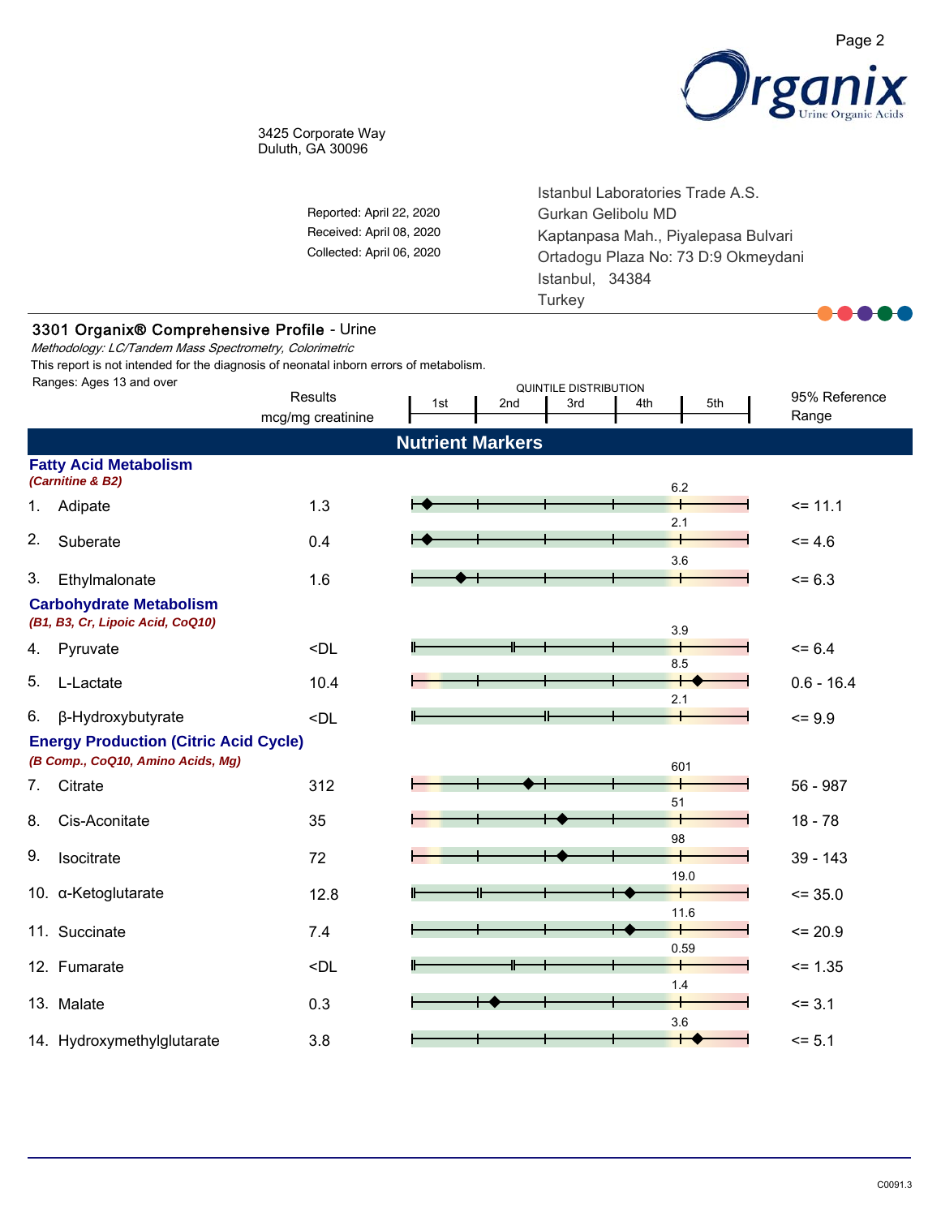3425 Corporate Way
Duluth, GA 30096

Reported: April 22, 2020
Received: April 08, 2020
Collected: April 06, 2020

Istanbul Laboratories Trade A.S.
Gurkan Gelibolu MD
Kaptanpasa Mah., Piyalepasa Bulvari
Ortadogu Plaza No: 73 D:9 Okmeydani
Istanbul, 34384
Turkey

## 3301 Organix® Comprehensive Profile - Urine

*Methodology: LC/Tandem Mass Spectrometry, Colorimetric*

This report is not intended for the diagnosis of neonatal inborn errors of metabolism.

Ranges: Ages 13 and over

## Nutrient Markers

| # | Marker | Results mcg/mg creatinine | Quintile Distribution (4th/5th cutoff) | 95% Reference Range |
|---|---|---|---|---|
| | **Fatty Acid Metabolism** *(Carnitine & B2)* | | | |
| 1. | Adipate | 1.3 | 6.2 | <= 11.1 |
| 2. | Suberate | 0.4 | 2.1 | <= 4.6 |
| 3. | Ethylmalonate | 1.6 | 3.6 | <= 6.3 |
| | **Carbohydrate Metabolism** *(B1, B3, Cr, Lipoic Acid, CoQ10)* | | | |
| 4. | Pyruvate | <DL | 3.9 | <= 6.4 |
| 5. | L-Lactate | 10.4 | 8.5 | 0.6 - 16.4 |
| 6. | β-Hydroxybutyrate | <DL | 2.1 | <= 9.9 |
| | **Energy Production (Citric Acid Cycle)** *(B Comp., CoQ10, Amino Acids, Mg)* | | | |
| 7. | Citrate | 312 | 601 | 56 - 987 |
| 8. | Cis-Aconitate | 35 | 51 | 18 - 78 |
| 9. | Isocitrate | 72 | 98 | 39 - 143 |
| 10. | α-Ketoglutarate | 12.8 | 19.0 | <= 35.0 |
| 11. | Succinate | 7.4 | 11.6 | <= 20.9 |
| 12. | Fumarate | <DL | 0.59 | <= 1.35 |
| 13. | Malate | 0.3 | 1.4 | <= 3.1 |
| 14. | Hydroxymethylglutarate | 3.8 | 3.6 | <= 5.1 |

C0091.3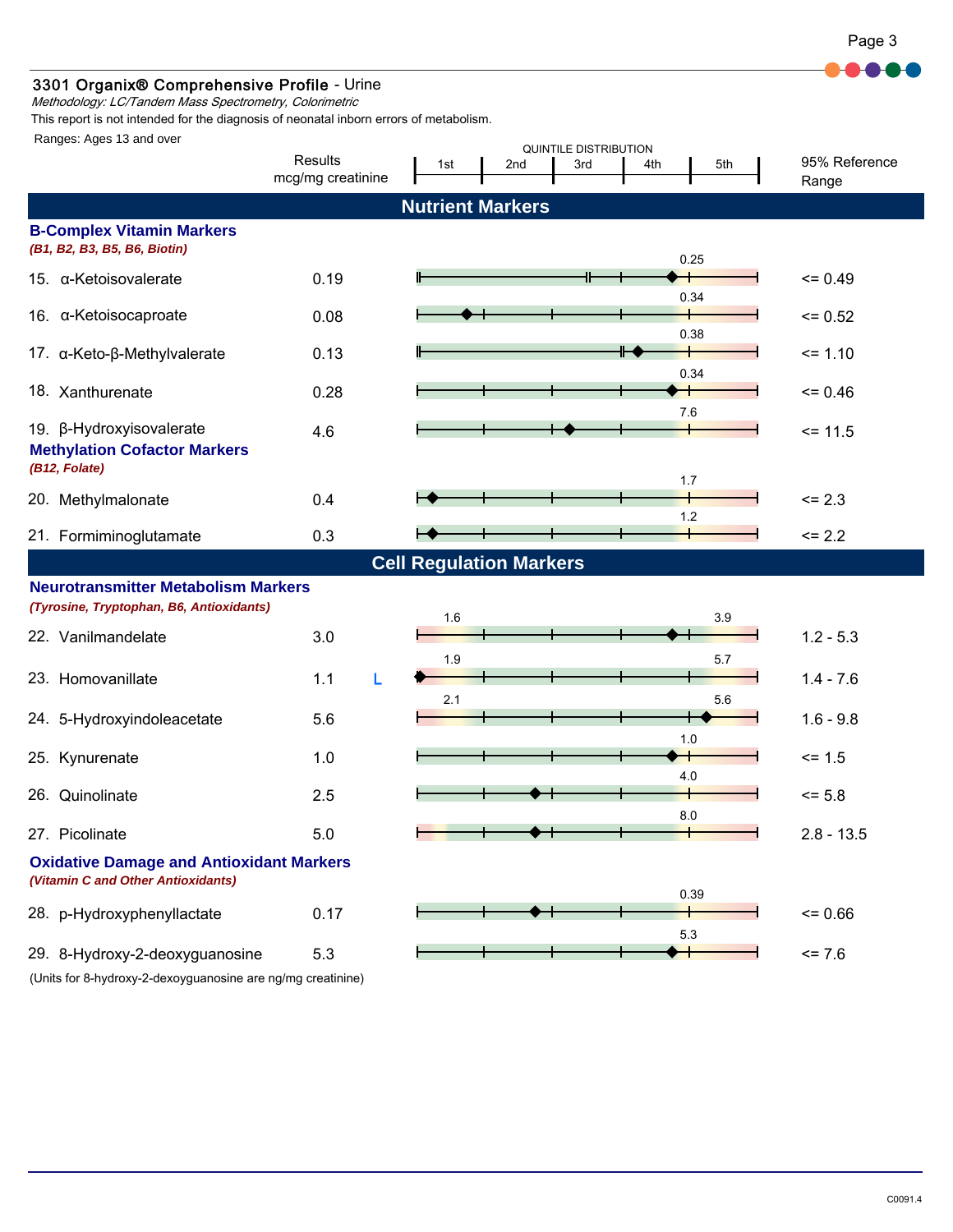## 3301 Organix® Comprehensive Profile - Urine

*Methodology: LC/Tandem Mass Spectrometry, Colorimetric*

This report is not intended for the diagnosis of neonatal inborn errors of metabolism.

Ranges: Ages 13 and over

| | Results mcg/mg creatinine | | Quintile Distribution (1st / 2nd / 3rd / 4th / 5th) | 95% Reference Range |
|---|---|---|---|---|
| **Nutrient Markers** | | | | |
| **B-Complex Vitamin Markers** *(B1, B2, B3, B5, B6, Biotin)* | | | | |
| 15. α-Ketoisovalerate | 0.19 | | 0.25 | <= 0.49 |
| 16. α-Ketoisocaproate | 0.08 | | 0.34 | <= 0.52 |
| 17. α-Keto-β-Methylvalerate | 0.13 | | 0.38 | <= 1.10 |
| 18. Xanthurenate | 0.28 | | 0.34 | <= 0.46 |
| 19. β-Hydroxyisovalerate | 4.6 | | 7.6 | <= 11.5 |
| **Methylation Cofactor Markers** *(B12, Folate)* | | | | |
| 20. Methylmalonate | 0.4 | | 1.7 | <= 2.3 |
| 21. Formiminoglutamate | 0.3 | | 1.2 | <= 2.2 |
| **Cell Regulation Markers** | | | | |
| **Neurotransmitter Metabolism Markers** *(Tyrosine, Tryptophan, B6, Antioxidants)* | | | | |
| 22. Vanilmandelate | 3.0 | | 1.6 / 3.9 | 1.2 - 5.3 |
| 23. Homovanillate | 1.1 | L | 1.9 / 5.7 | 1.4 - 7.6 |
| 24. 5-Hydroxyindoleacetate | 5.6 | | 2.1 / 5.6 | 1.6 - 9.8 |
| 25. Kynurenate | 1.0 | | 1.0 | <= 1.5 |
| 26. Quinolinate | 2.5 | | 4.0 | <= 5.8 |
| 27. Picolinate | 5.0 | | 8.0 | 2.8 - 13.5 |
| **Oxidative Damage and Antioxidant Markers** *(Vitamin C and Other Antioxidants)* | | | | |
| 28. p-Hydroxyphenyllactate | 0.17 | | 0.39 | <= 0.66 |
| 29. 8-Hydroxy-2-deoxyguanosine | 5.3 | | 5.3 | <= 7.6 |

(Units for 8-hydroxy-2-dexoyguanosine are ng/mg creatinine)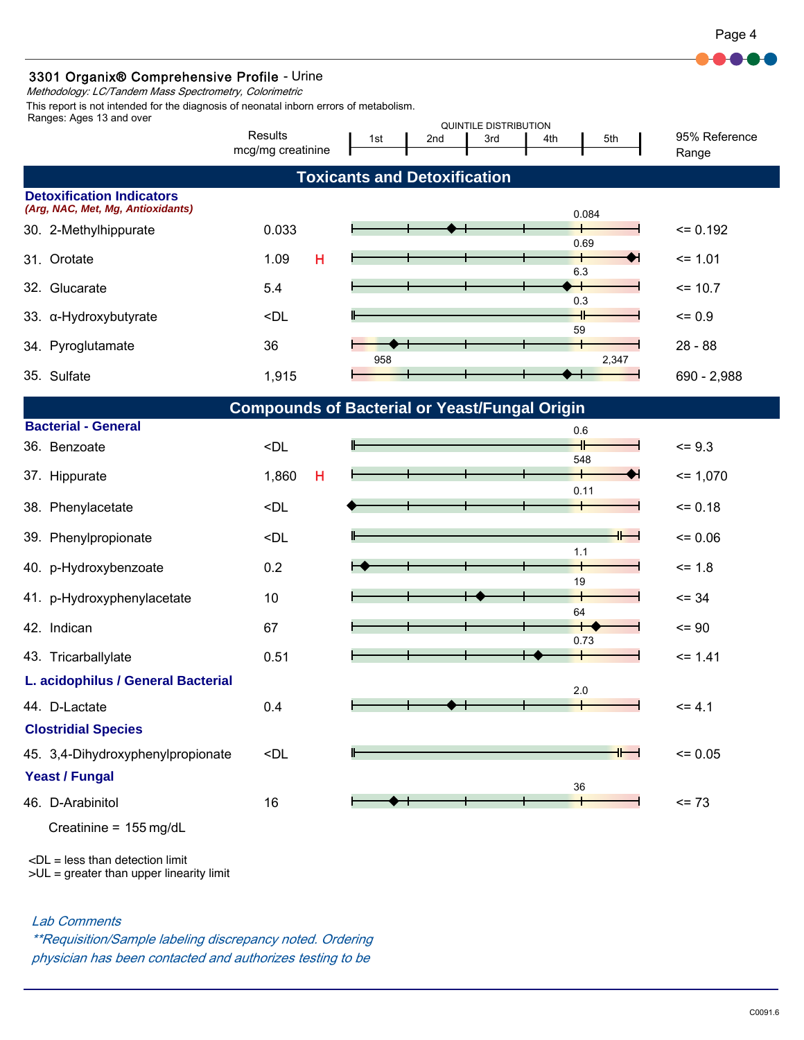## 3301 Organix® Comprehensive Profile - Urine

*Methodology: LC/Tandem Mass Spectrometry, Colorimetric*

This report is not intended for the diagnosis of neonatal inborn errors of metabolism.
Ranges: Ages 13 and over

### Toxicants and Detoxification

| | Results mcg/mg creatinine | | Quintile Distribution marker | 95% Reference Range |
|---|---|---|---|---|
| **Detoxification Indicators** *(Arg, NAC, Met, Mg, Antioxidants)* | | | | |
| 30. 2-Methylhippurate | 0.033 | | 0.084 | <= 0.192 |
| 31. Orotate | 1.09 | H | 0.69 | <= 1.01 |
| 32. Glucarate | 5.4 | | 6.3 | <= 10.7 |
| 33. α-Hydroxybutyrate | <DL | | 0.3 | <= 0.9 |
| 34. Pyroglutamate | 36 | | 59 | 28 - 88 |
| 35. Sulfate | 1,915 | | 958; 2,347 | 690 - 2,988 |

### Compounds of Bacterial or Yeast/Fungal Origin

| | Results mcg/mg creatinine | | Quintile Distribution marker | 95% Reference Range |
|---|---|---|---|---|
| **Bacterial - General** | | | | |
| 36. Benzoate | <DL | | 0.6 | <= 9.3 |
| 37. Hippurate | 1,860 | H | 548 | <= 1,070 |
| 38. Phenylacetate | <DL | | 0.11 | <= 0.18 |
| 39. Phenylpropionate | <DL | | | <= 0.06 |
| 40. p-Hydroxybenzoate | 0.2 | | 1.1 | <= 1.8 |
| 41. p-Hydroxyphenylacetate | 10 | | 19 | <= 34 |
| 42. Indican | 67 | | 64 | <= 90 |
| 43. Tricarballylate | 0.51 | | 0.73 | <= 1.41 |
| **L. acidophilus / General Bacterial** | | | | |
| 44. D-Lactate | 0.4 | | 2.0 | <= 4.1 |
| **Clostridial Species** | | | | |
| 45. 3,4-Dihydroxyphenylpropionate | <DL | | | <= 0.05 |
| **Yeast / Fungal** | | | | |
| 46. D-Arabinitol | 16 | | 36 | <= 73 |

Creatinine = 155 mg/dL

<DL = less than detection limit
>UL = greater than upper linearity limit

*Lab Comments*
*\*\*Requisition/Sample labeling discrepancy noted. Ordering physician has been contacted and authorizes testing to be*

C0091.6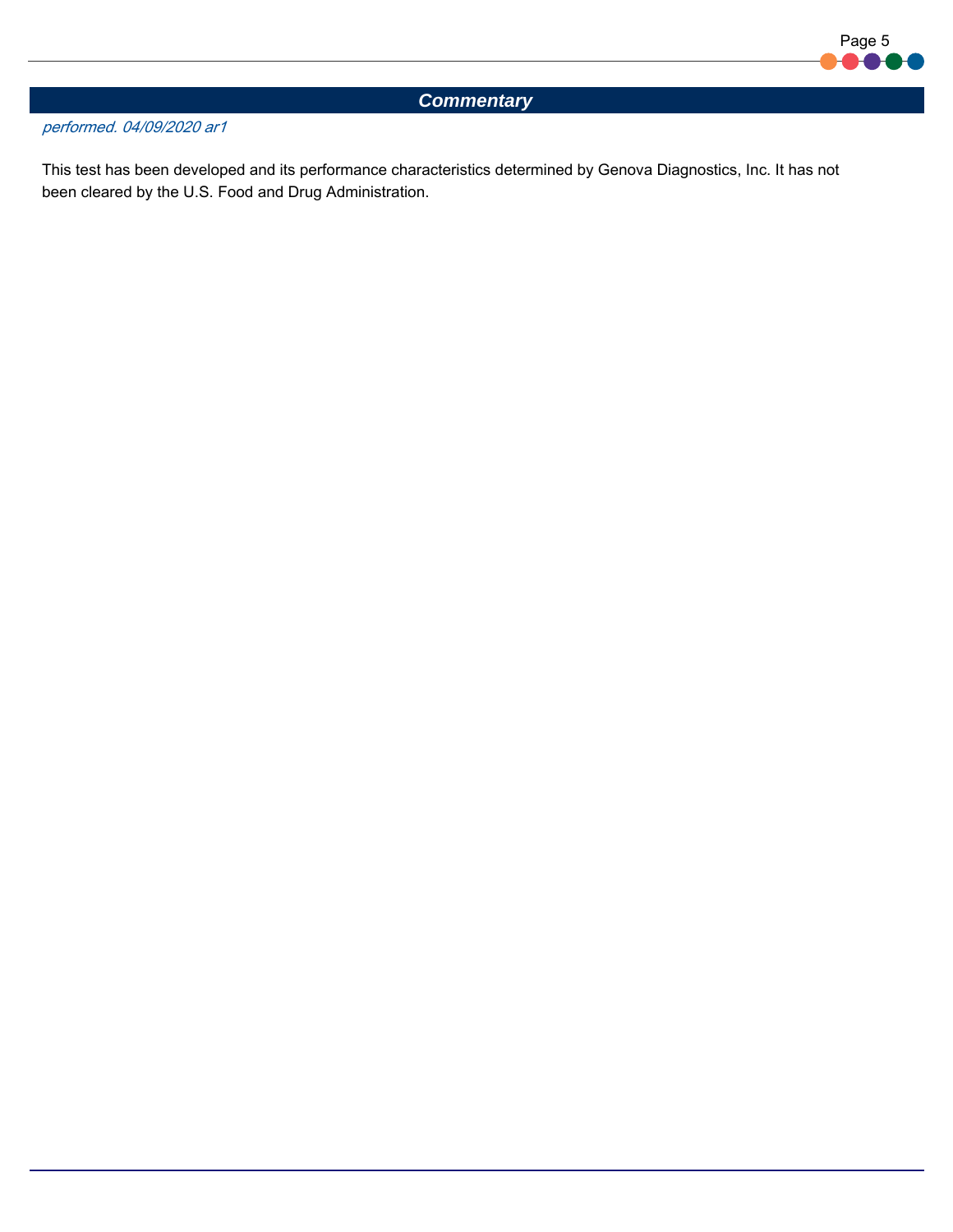## Commentary

*performed. 04/09/2020 ar1*

This test has been developed and its performance characteristics determined by Genova Diagnostics, Inc. It has not been cleared by the U.S. Food and Drug Administration.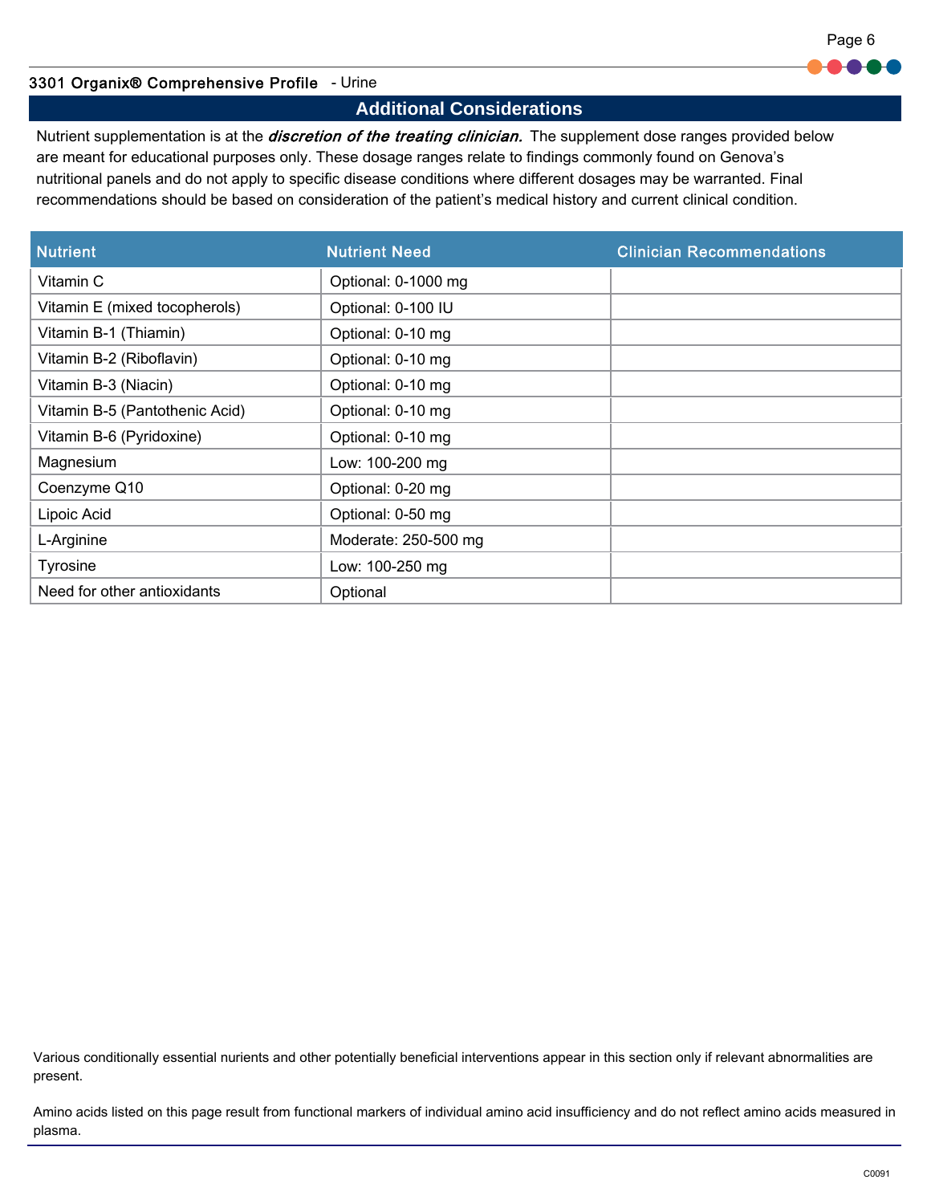3301 Organix® Comprehensive Profile - Urine

## Additional Considerations

Nutrient supplementation is at the ***discretion of the treating clinician.*** The supplement dose ranges provided below are meant for educational purposes only. These dosage ranges relate to findings commonly found on Genova's nutritional panels and do not apply to specific disease conditions where different dosages may be warranted. Final recommendations should be based on consideration of the patient's medical history and current clinical condition.

| Nutrient | Nutrient Need | Clinician Recommendations |
|---|---|---|
| Vitamin C | Optional: 0-1000 mg | |
| Vitamin E (mixed tocopherols) | Optional: 0-100 IU | |
| Vitamin B-1 (Thiamin) | Optional: 0-10 mg | |
| Vitamin B-2 (Riboflavin) | Optional: 0-10 mg | |
| Vitamin B-3 (Niacin) | Optional: 0-10 mg | |
| Vitamin B-5 (Pantothenic Acid) | Optional: 0-10 mg | |
| Vitamin B-6 (Pyridoxine) | Optional: 0-10 mg | |
| Magnesium | Low: 100-200 mg | |
| Coenzyme Q10 | Optional: 0-20 mg | |
| Lipoic Acid | Optional: 0-50 mg | |
| L-Arginine | Moderate: 250-500 mg | |
| Tyrosine | Low: 100-250 mg | |
| Need for other antioxidants | Optional | |

Various conditionally essential nurients and other potentially beneficial interventions appear in this section only if relevant abnormalities are present.

Amino acids listed on this page result from functional markers of individual amino acid insufficiency and do not reflect amino acids measured in plasma.

C0091